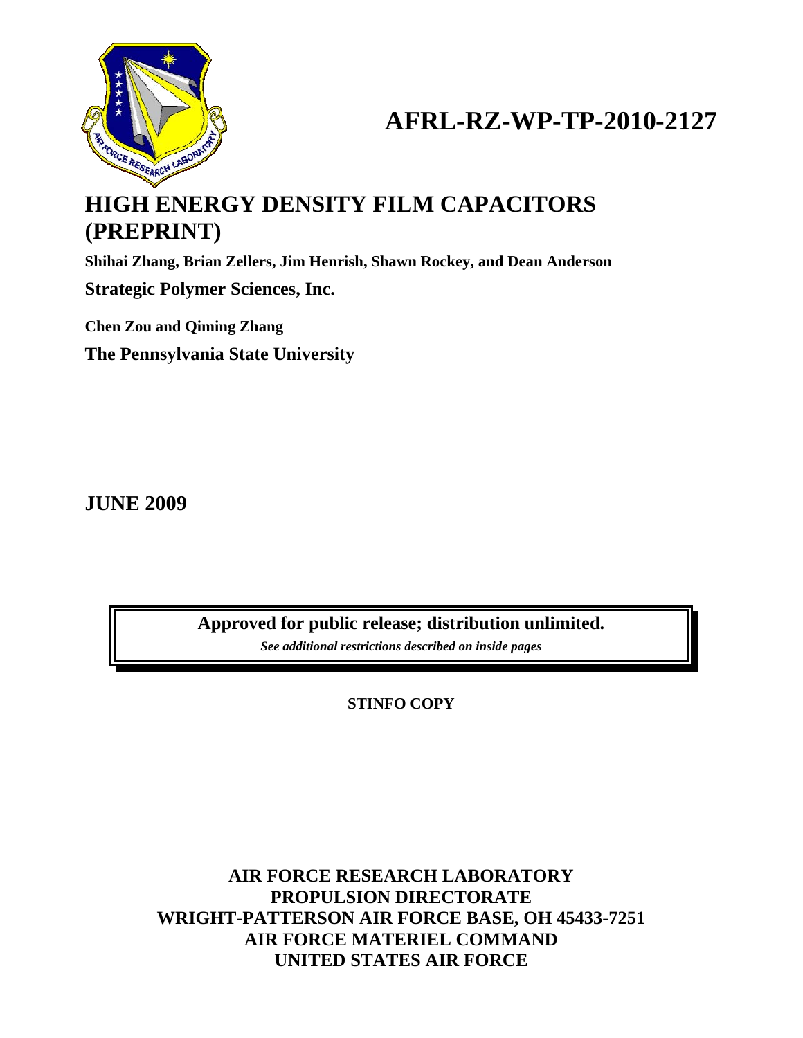# AFRL-RZ-WP-TP-2010-2127

# HIGH ENERGY DENSITY FILM CAPACITORS (PREPRINT)

**Shihai Zhang, Brian Zellers, Jim Henrish, Shawn Rockey, and Dean Anderson**

**Strategic Polymer Sciences, Inc.**

**Chen Zou and Qiming Zhang**

**The Pennsylvania State University**

**JUNE 2009**

**Approved for public release; distribution unlimited.**

*See additional restrictions described on inside pages*

**STINFO COPY**

**AIR FORCE RESEARCH LABORATORY**
**PROPULSION DIRECTORATE**
**WRIGHT-PATTERSON AIR FORCE BASE, OH 45433-7251**
**AIR FORCE MATERIEL COMMAND**
**UNITED STATES AIR FORCE**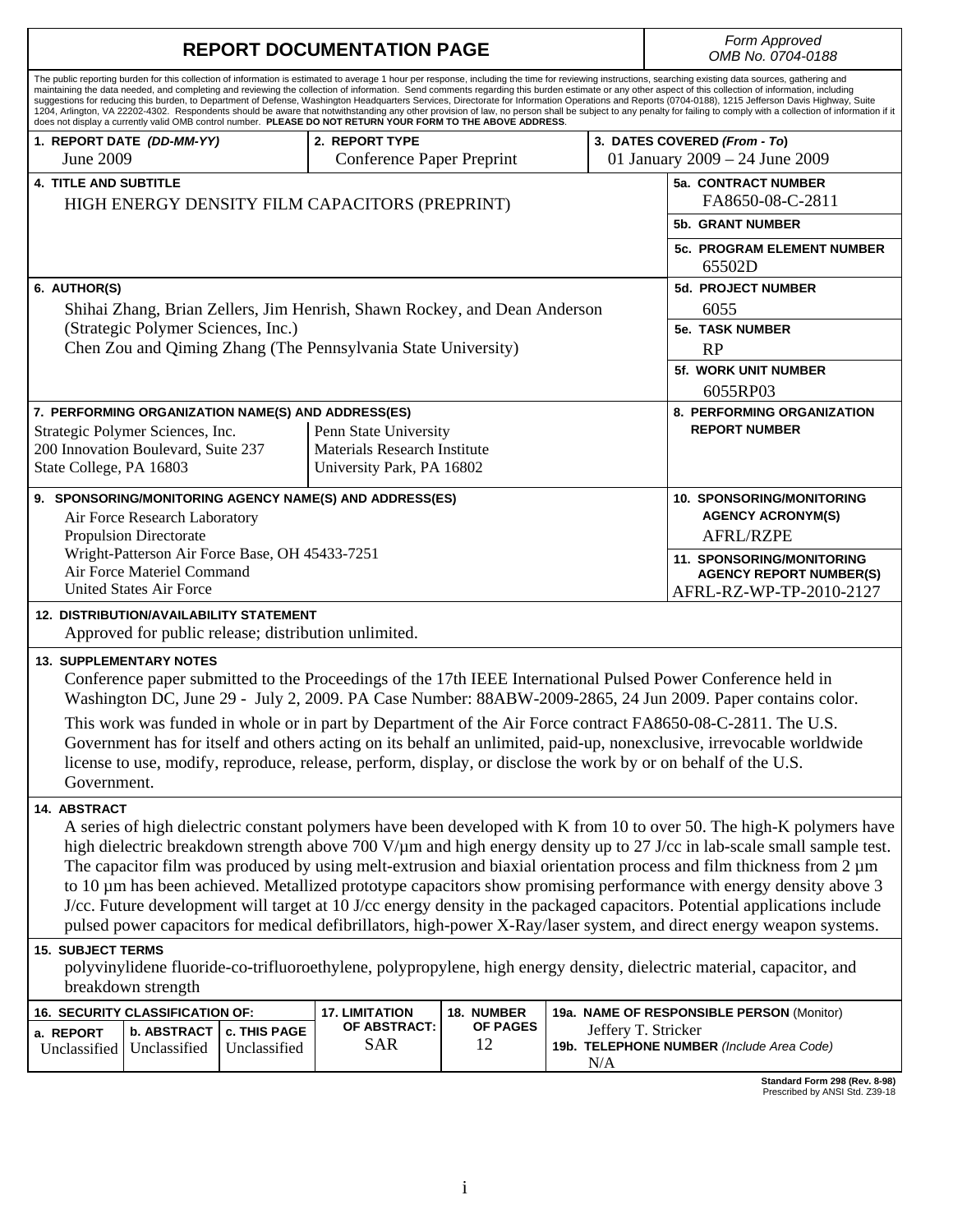# REPORT DOCUMENTATION PAGE

*Form Approved*
*OMB No. 0704-0188*

The public reporting burden for this collection of information is estimated to average 1 hour per response, including the time for reviewing instructions, searching existing data sources, gathering and maintaining the data needed, and completing and reviewing the collection of information. Send comments regarding this burden estimate or any other aspect of this collection of information, including suggestions for reducing this burden, to Department of Defense, Washington Headquarters Services, Directorate for Information Operations and Reports (0704-0188), 1215 Jefferson Davis Highway, Suite 1204, Arlington, VA 22202-4302. Respondents should be aware that notwithstanding any other provision of law, no person shall be subject to any penalty for failing to comply with a collection of information if it does not display a currently valid OMB control number. **PLEASE DO NOT RETURN YOUR FORM TO THE ABOVE ADDRESS**.

| 1. REPORT DATE (DD-MM-YY) | 2. REPORT TYPE | 3. DATES COVERED (From - To) |
|---|---|---|
| June 2009 | Conference Paper Preprint | 01 January 2009 – 24 June 2009 |

**4. TITLE AND SUBTITLE**
HIGH ENERGY DENSITY FILM CAPACITORS (PREPRINT)

**5a. CONTRACT NUMBER** FA8650-08-C-2811

**5b. GRANT NUMBER**

**5c. PROGRAM ELEMENT NUMBER** 65502D

**6. AUTHOR(S)**
Shihai Zhang, Brian Zellers, Jim Henrish, Shawn Rockey, and Dean Anderson (Strategic Polymer Sciences, Inc.)
Chen Zou and Qiming Zhang (The Pennsylvania State University)

**5d. PROJECT NUMBER** 6055

**5e. TASK NUMBER** RP

**5f. WORK UNIT NUMBER** 6055RP03

**7. PERFORMING ORGANIZATION NAME(S) AND ADDRESS(ES)**
Strategic Polymer Sciences, Inc.
200 Innovation Boulevard, Suite 237
State College, PA 16803

Penn State University
Materials Research Institute
University Park, PA 16802

**8. PERFORMING ORGANIZATION REPORT NUMBER**

**9. SPONSORING/MONITORING AGENCY NAME(S) AND ADDRESS(ES)**
Air Force Research Laboratory
Propulsion Directorate
Wright-Patterson Air Force Base, OH 45433-7251
Air Force Materiel Command
United States Air Force

**10. SPONSORING/MONITORING AGENCY ACRONYM(S)** AFRL/RZPE

**11. SPONSORING/MONITORING AGENCY REPORT NUMBER(S)** AFRL-RZ-WP-TP-2010-2127

**12. DISTRIBUTION/AVAILABILITY STATEMENT**
Approved for public release; distribution unlimited.

**13. SUPPLEMENTARY NOTES**
Conference paper submitted to the Proceedings of the 17th IEEE International Pulsed Power Conference held in Washington DC, June 29 - July 2, 2009. PA Case Number: 88ABW-2009-2865, 24 Jun 2009. Paper contains color.

This work was funded in whole or in part by Department of the Air Force contract FA8650-08-C-2811. The U.S. Government has for itself and others acting on its behalf an unlimited, paid-up, nonexclusive, irrevocable worldwide license to use, modify, reproduce, release, perform, display, or disclose the work by or on behalf of the U.S. Government.

**14. ABSTRACT**
A series of high dielectric constant polymers have been developed with K from 10 to over 50. The high-K polymers have high dielectric breakdown strength above 700 V/µm and high energy density up to 27 J/cc in lab-scale small sample test. The capacitor film was produced by using melt-extrusion and biaxial orientation process and film thickness from 2 µm to 10 µm has been achieved. Metallized prototype capacitors show promising performance with energy density above 3 J/cc. Future development will target at 10 J/cc energy density in the packaged capacitors. Potential applications include pulsed power capacitors for medical defibrillators, high-power X-Ray/laser system, and direct energy weapon systems.

**15. SUBJECT TERMS**
polyvinylidene fluoride-co-trifluoroethylene, polypropylene, high energy density, dielectric material, capacitor, and breakdown strength

| 16. SECURITY CLASSIFICATION OF: | | | 17. LIMITATION OF ABSTRACT: | 18. NUMBER OF PAGES | 19a. NAME OF RESPONSIBLE PERSON (Monitor) |
|---|---|---|---|---|---|
| a. REPORT | b. ABSTRACT | c. THIS PAGE | | | Jeffery T. Stricker |
| Unclassified | Unclassified | Unclassified | SAR | 12 | 19b. TELEPHONE NUMBER (Include Area Code) N/A |

Standard Form 298 (Rev. 8-98)
Prescribed by ANSI Std. Z39-18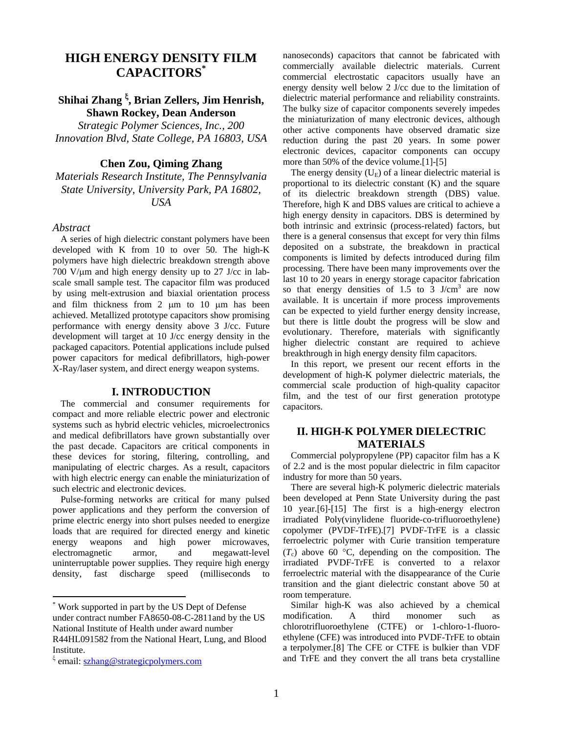# HIGH ENERGY DENSITY FILM CAPACITORS[*]

**Shihai Zhang [ξ], Brian Zellers, Jim Henrish, Shawn Rockey, Dean Anderson**

*Strategic Polymer Sciences, Inc., 200 Innovation Blvd, State College, PA 16803, USA*

**Chen Zou, Qiming Zhang**

*Materials Research Institute, The Pennsylvania State University, University Park, PA 16802, USA*

### *Abstract*

A series of high dielectric constant polymers have been developed with K from 10 to over 50. The high-K polymers have high dielectric breakdown strength above 700 V/μm and high energy density up to 27 J/cc in lab-scale small sample test. The capacitor film was produced by using melt-extrusion and biaxial orientation process and film thickness from 2 μm to 10 μm has been achieved. Metallized prototype capacitors show promising performance with energy density above 3 J/cc. Future development will target at 10 J/cc energy density in the packaged capacitors. Potential applications include pulsed power capacitors for medical defibrillators, high-power X-Ray/laser system, and direct energy weapon systems.

## I. INTRODUCTION

The commercial and consumer requirements for compact and more reliable electric power and electronic systems such as hybrid electric vehicles, microelectronics and medical defibrillators have grown substantially over the past decade. Capacitors are critical components in these devices for storing, filtering, controlling, and manipulating of electric charges. As a result, capacitors with high electric energy can enable the miniaturization of such electric and electronic devices.

Pulse-forming networks are critical for many pulsed power applications and they perform the conversion of prime electric energy into short pulses needed to energize loads that are required for directed energy and kinetic energy weapons and high power microwaves, electromagnetic armor, and megawatt-level uninterruptable power supplies. They require high energy density, fast discharge speed (milliseconds to nanoseconds) capacitors that cannot be fabricated with commercially available dielectric materials. Current commercial electrostatic capacitors usually have an energy density well below 2 J/cc due to the limitation of dielectric material performance and reliability constraints. The bulky size of capacitor components severely impedes the miniaturization of many electronic devices, although other active components have observed dramatic size reduction during the past 20 years. In some power electronic devices, capacitor components can occupy more than 50% of the device volume.[1]-[5]

The energy density ($U_E$) of a linear dielectric material is proportional to its dielectric constant (K) and the square of its dielectric breakdown strength (DBS) value. Therefore, high K and DBS values are critical to achieve a high energy density in capacitors. DBS is determined by both intrinsic and extrinsic (process-related) factors, but there is a general consensus that except for very thin films deposited on a substrate, the breakdown in practical components is limited by defects introduced during film processing. There have been many improvements over the last 10 to 20 years in energy storage capacitor fabrication so that energy densities of 1.5 to 3 J/cm$^3$ are now available. It is uncertain if more process improvements can be expected to yield further energy density increase, but there is little doubt the progress will be slow and evolutionary. Therefore, materials with significantly higher dielectric constant are required to achieve breakthrough in high energy density film capacitors.

In this report, we present our recent efforts in the development of high-K polymer dielectric materials, the commercial scale production of high-quality capacitor film, and the test of our first generation prototype capacitors.

## II. HIGH-K POLYMER DIELECTRIC MATERIALS

Commercial polypropylene (PP) capacitor film has a K of 2.2 and is the most popular dielectric in film capacitor industry for more than 50 years.

There are several high-K polymeric dielectric materials been developed at Penn State University during the past 10 year.[6]-[15] The first is a high-energy electron irradiated Poly(vinylidene fluoride-co-trifluoroethylene) copolymer (PVDF-TrFE).[7] PVDF-TrFE is a classic ferroelectric polymer with Curie transition temperature ($T_c$) above 60 °C, depending on the composition. The irradiated PVDF-TrFE is converted to a relaxor ferroelectric material with the disappearance of the Curie transition and the giant dielectric constant above 50 at room temperature.

Similar high-K was also achieved by a chemical modification. A third monomer such as chlorotrifluoroethylene (CTFE) or 1-chloro-1-fluoro-ethylene (CFE) was introduced into PVDF-TrFE to obtain a terpolymer.[8] The CFE or CTFE is bulkier than VDF and TrFE and they convert the all trans beta crystalline

---

[*] Work supported in part by the US Dept of Defense under contract number FA8650-08-C-2811and by the US National Institute of Health under award number R44HL091582 from the National Heart, Lung, and Blood Institute.

[ξ] email: szhang@strategicpolymers.com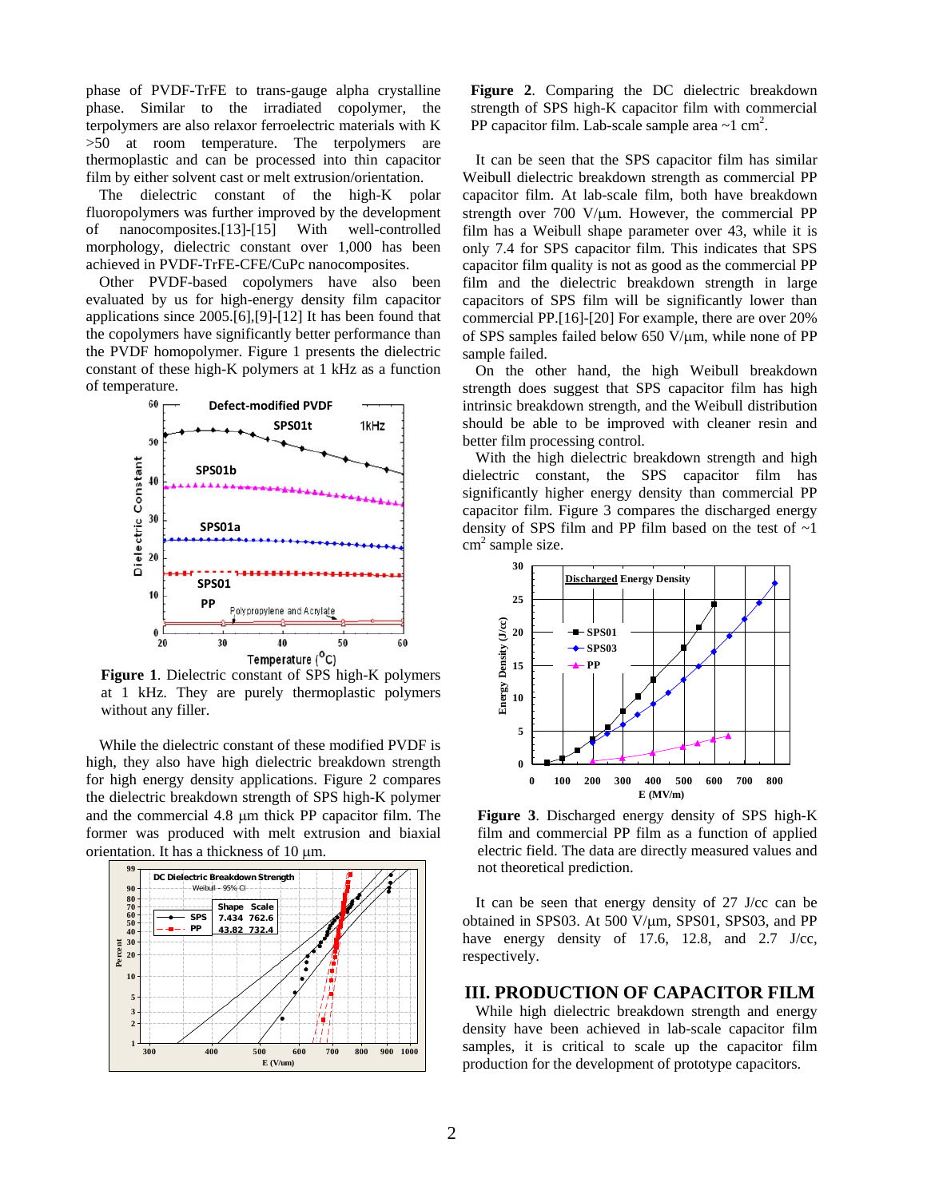phase of PVDF-TrFE to trans-gauge alpha crystalline phase. Similar to the irradiated copolymer, the terpolymers are also relaxor ferroelectric materials with K >50 at room temperature. The terpolymers are thermoplastic and can be processed into thin capacitor film by either solvent cast or melt extrusion/orientation.

The dielectric constant of the high-K polar fluoropolymers was further improved by the development of nanocomposites.[13]-[15] With well-controlled morphology, dielectric constant over 1,000 has been achieved in PVDF-TrFE-CFE/CuPc nanocomposites.

Other PVDF-based copolymers have also been evaluated by us for high-energy density film capacitor applications since 2005.[6],[9]-[12] It has been found that the copolymers have significantly better performance than the PVDF homopolymer. Figure 1 presents the dielectric constant of these high-K polymers at 1 kHz as a function of temperature.

**Figure 1**. Dielectric constant of SPS high-K polymers at 1 kHz. They are purely thermoplastic polymers without any filler.

While the dielectric constant of these modified PVDF is high, they also have high dielectric breakdown strength for high energy density applications. Figure 2 compares the dielectric breakdown strength of SPS high-K polymer and the commercial 4.8 μm thick PP capacitor film. The former was produced with melt extrusion and biaxial orientation. It has a thickness of 10 μm.

**Figure 2**. Comparing the DC dielectric breakdown strength of SPS high-K capacitor film with commercial PP capacitor film. Lab-scale sample area ~1 cm$^2$.

It can be seen that the SPS capacitor film has similar Weibull dielectric breakdown strength as commercial PP capacitor film. At lab-scale film, both have breakdown strength over 700 V/μm. However, the commercial PP film has a Weibull shape parameter over 43, while it is only 7.4 for SPS capacitor film. This indicates that SPS capacitor film quality is not as good as the commercial PP film and the dielectric breakdown strength in large capacitors of SPS film will be significantly lower than commercial PP.[16]-[20] For example, there are over 20% of SPS samples failed below 650 V/μm, while none of PP sample failed.

On the other hand, the high Weibull breakdown strength does suggest that SPS capacitor film has high intrinsic breakdown strength, and the Weibull distribution should be able to be improved with cleaner resin and better film processing control.

With the high dielectric breakdown strength and high dielectric constant, the SPS capacitor film has significantly higher energy density than commercial PP capacitor film. Figure 3 compares the discharged energy density of SPS film and PP film based on the test of ~1 cm$^2$ sample size.

**Figure 3**. Discharged energy density of SPS high-K film and commercial PP film as a function of applied electric field. The data are directly measured values and not theoretical prediction.

It can be seen that energy density of 27 J/cc can be obtained in SPS03. At 500 V/μm, SPS01, SPS03, and PP have energy density of 17.6, 12.8, and 2.7 J/cc, respectively.

## III. PRODUCTION OF CAPACITOR FILM

While high dielectric breakdown strength and energy density have been achieved in lab-scale capacitor film samples, it is critical to scale up the capacitor film production for the development of prototype capacitors.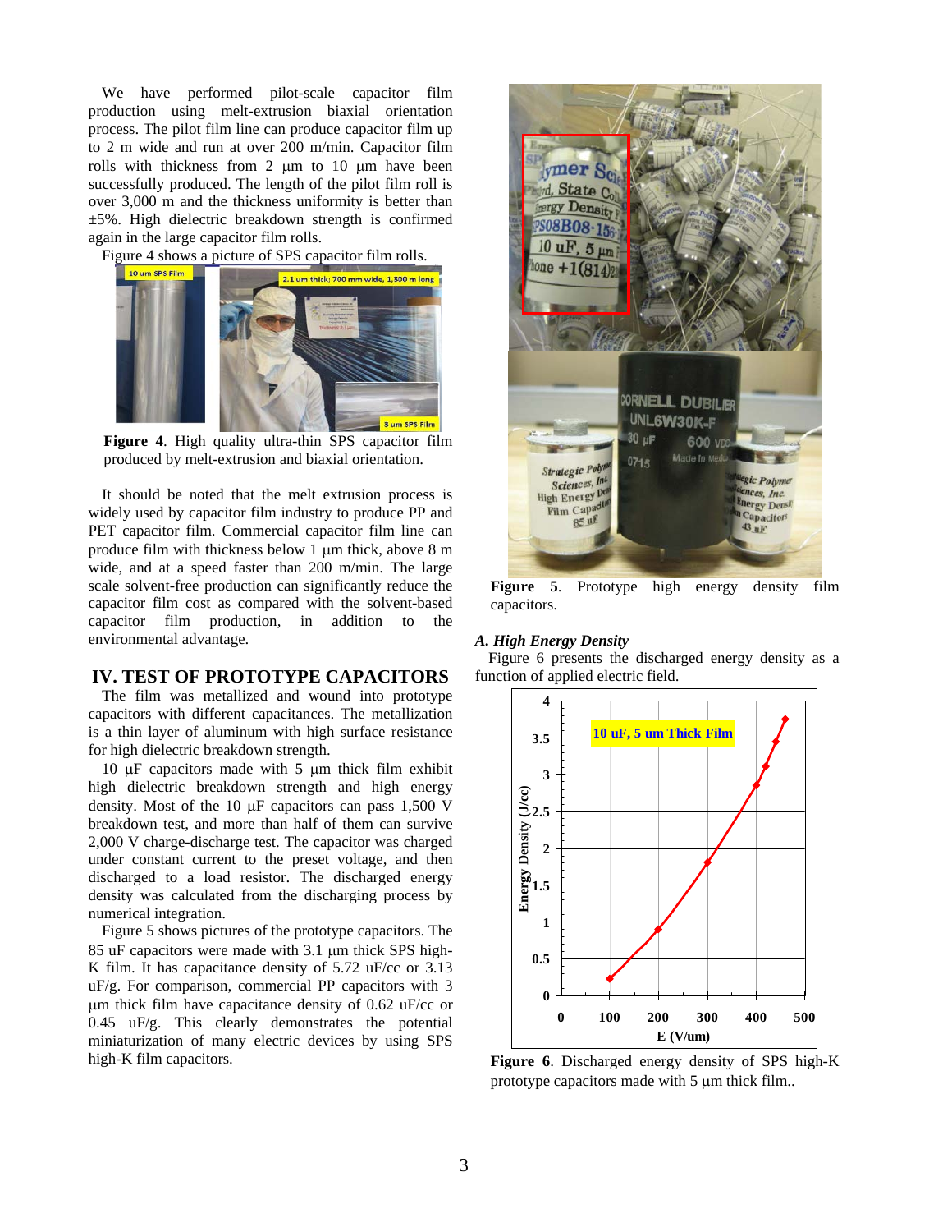We have performed pilot-scale capacitor film production using melt-extrusion biaxial orientation process. The pilot film line can produce capacitor film up to 2 m wide and run at over 200 m/min. Capacitor film rolls with thickness from 2 μm to 10 μm have been successfully produced. The length of the pilot film roll is over 3,000 m and the thickness uniformity is better than ±5%. High dielectric breakdown strength is confirmed again in the large capacitor film rolls.

Figure 4 shows a picture of SPS capacitor film rolls.

**Figure 4**. High quality ultra-thin SPS capacitor film produced by melt-extrusion and biaxial orientation.

It should be noted that the melt extrusion process is widely used by capacitor film industry to produce PP and PET capacitor film. Commercial capacitor film line can produce film with thickness below 1 μm thick, above 8 m wide, and at a speed faster than 200 m/min. The large scale solvent-free production can significantly reduce the capacitor film cost as compared with the solvent-based capacitor film production, in addition to the environmental advantage.

## IV. TEST OF PROTOTYPE CAPACITORS

The film was metallized and wound into prototype capacitors with different capacitances. The metallization is a thin layer of aluminum with high surface resistance for high dielectric breakdown strength.

10 μF capacitors made with 5 μm thick film exhibit high dielectric breakdown strength and high energy density. Most of the 10 μF capacitors can pass 1,500 V breakdown test, and more than half of them can survive 2,000 V charge-discharge test. The capacitor was charged under constant current to the preset voltage, and then discharged to a load resistor. The discharged energy density was calculated from the discharging process by numerical integration.

Figure 5 shows pictures of the prototype capacitors. The 85 uF capacitors were made with 3.1 μm thick SPS high-K film. It has capacitance density of 5.72 uF/cc or 3.13 uF/g. For comparison, commercial PP capacitors with 3 μm thick film have capacitance density of 0.62 uF/cc or 0.45 uF/g. This clearly demonstrates the potential miniaturization of many electric devices by using SPS high-K film capacitors.

**Figure 5**. Prototype high energy density film capacitors.

### A. High Energy Density

Figure 6 presents the discharged energy density as a function of applied electric field.

**Figure 6**. Discharged energy density of SPS high-K prototype capacitors made with 5 μm thick film..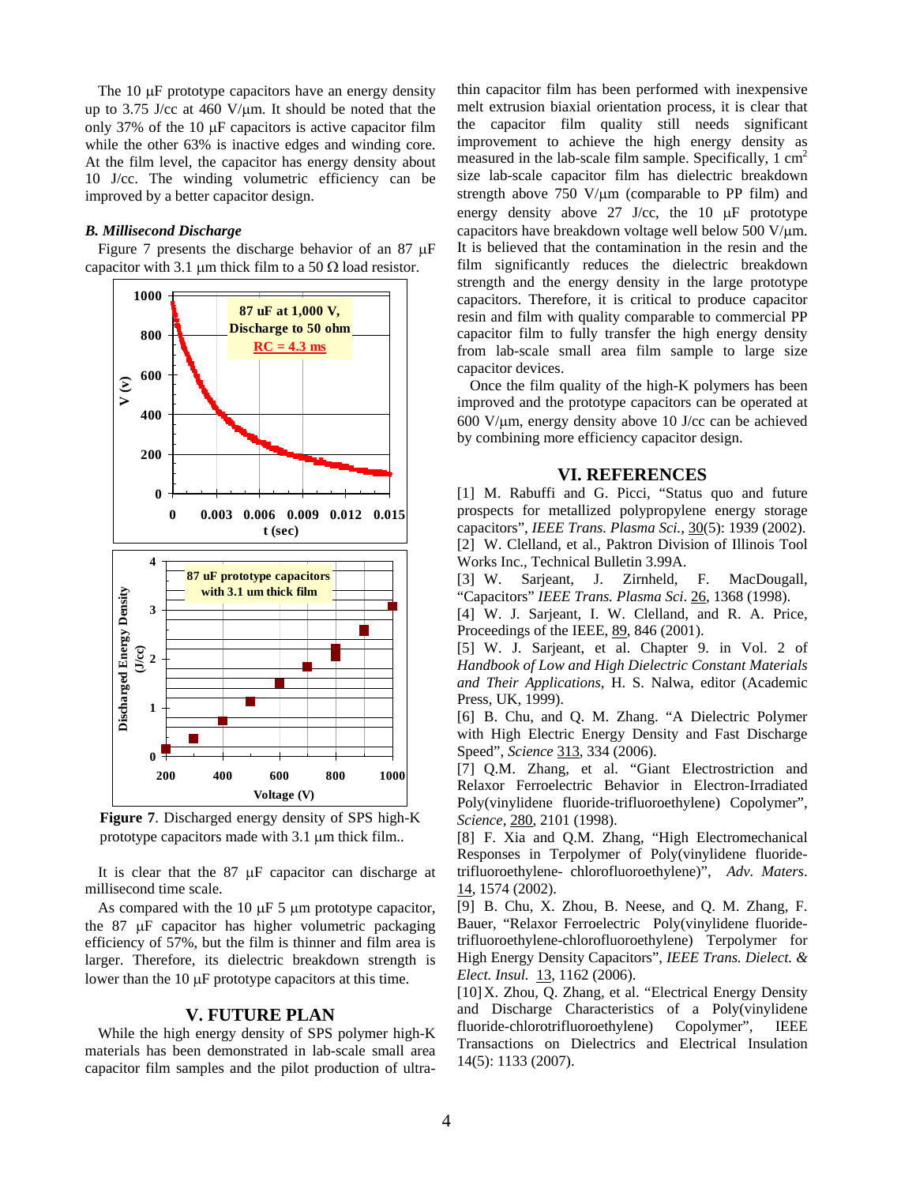The 10 μF prototype capacitors have an energy density up to 3.75 J/cc at 460 V/μm. It should be noted that the only 37% of the 10 μF capacitors is active capacitor film while the other 63% is inactive edges and winding core. At the film level, the capacitor has energy density about 10 J/cc. The winding volumetric efficiency can be improved by a better capacitor design.

### *B. Millisecond Discharge*

Figure 7 presents the discharge behavior of an 87 μF capacitor with 3.1 μm thick film to a 50 Ω load resistor.

**Figure 7**. Discharged energy density of SPS high-K prototype capacitors made with 3.1 μm thick film..

It is clear that the 87 μF capacitor can discharge at millisecond time scale.

As compared with the 10 μF 5 μm prototype capacitor, the 87 μF capacitor has higher volumetric packaging efficiency of 57%, but the film is thinner and film area is larger. Therefore, its dielectric breakdown strength is lower than the 10 μF prototype capacitors at this time.

## V. FUTURE PLAN

While the high energy density of SPS polymer high-K materials has been demonstrated in lab-scale small area capacitor film samples and the pilot production of ultra-thin capacitor film has been performed with inexpensive melt extrusion biaxial orientation process, it is clear that the capacitor film quality still needs significant improvement to achieve the high energy density as measured in the lab-scale film sample. Specifically, 1 $cm^2$ size lab-scale capacitor film has dielectric breakdown strength above 750 V/μm (comparable to PP film) and energy density above 27 J/cc, the 10 μF prototype capacitors have breakdown voltage well below 500 V/μm. It is believed that the contamination in the resin and the film significantly reduces the dielectric breakdown strength and the energy density in the large prototype capacitors. Therefore, it is critical to produce capacitor resin and film with quality comparable to commercial PP capacitor film to fully transfer the high energy density from lab-scale small area film sample to large size capacitor devices.

Once the film quality of the high-K polymers has been improved and the prototype capacitors can be operated at 600 V/μm, energy density above 10 J/cc can be achieved by combining more efficiency capacitor design.

## VI. REFERENCES

[1] M. Rabuffi and G. Picci, "Status quo and future prospects for metallized polypropylene energy storage capacitors", *IEEE Trans. Plasma Sci.*, 30(5): 1939 (2002).

[2] W. Clelland, et al., Paktron Division of Illinois Tool Works Inc., Technical Bulletin 3.99A.

[3] W. Sarjeant, J. Zirnheld, F. MacDougall, "Capacitors" *IEEE Trans. Plasma Sci*. 26, 1368 (1998).

[4] W. J. Sarjeant, I. W. Clelland, and R. A. Price, Proceedings of the IEEE, 89, 846 (2001).

[5] W. J. Sarjeant, et al. Chapter 9. in Vol. 2 of *Handbook of Low and High Dielectric Constant Materials and Their Applications*, H. S. Nalwa, editor (Academic Press, UK, 1999).

[6] B. Chu, and Q. M. Zhang. "A Dielectric Polymer with High Electric Energy Density and Fast Discharge Speed", *Science* 313, 334 (2006).

[7] Q.M. Zhang, et al. "Giant Electrostriction and Relaxor Ferroelectric Behavior in Electron-Irradiated Poly(vinylidene fluoride-trifluoroethylene) Copolymer", *Science*, 280, 2101 (1998).

[8] F. Xia and Q.M. Zhang, "High Electromechanical Responses in Terpolymer of Poly(vinylidene fluoride-trifluoroethylene- chlorofluoroethylene)", *Adv. Maters*. 14, 1574 (2002).

[9] B. Chu, X. Zhou, B. Neese, and Q. M. Zhang, F. Bauer, "Relaxor Ferroelectric Poly(vinylidene fluoride-trifluoroethylene-chlorofluoroethylene) Terpolymer for High Energy Density Capacitors", *IEEE Trans. Dielect. & Elect. Insul.* 13, 1162 (2006).

[10] X. Zhou, Q. Zhang, et al. "Electrical Energy Density and Discharge Characteristics of a Poly(vinylidene fluoride-chlorotrifluoroethylene) Copolymer", IEEE Transactions on Dielectrics and Electrical Insulation 14(5): 1133 (2007).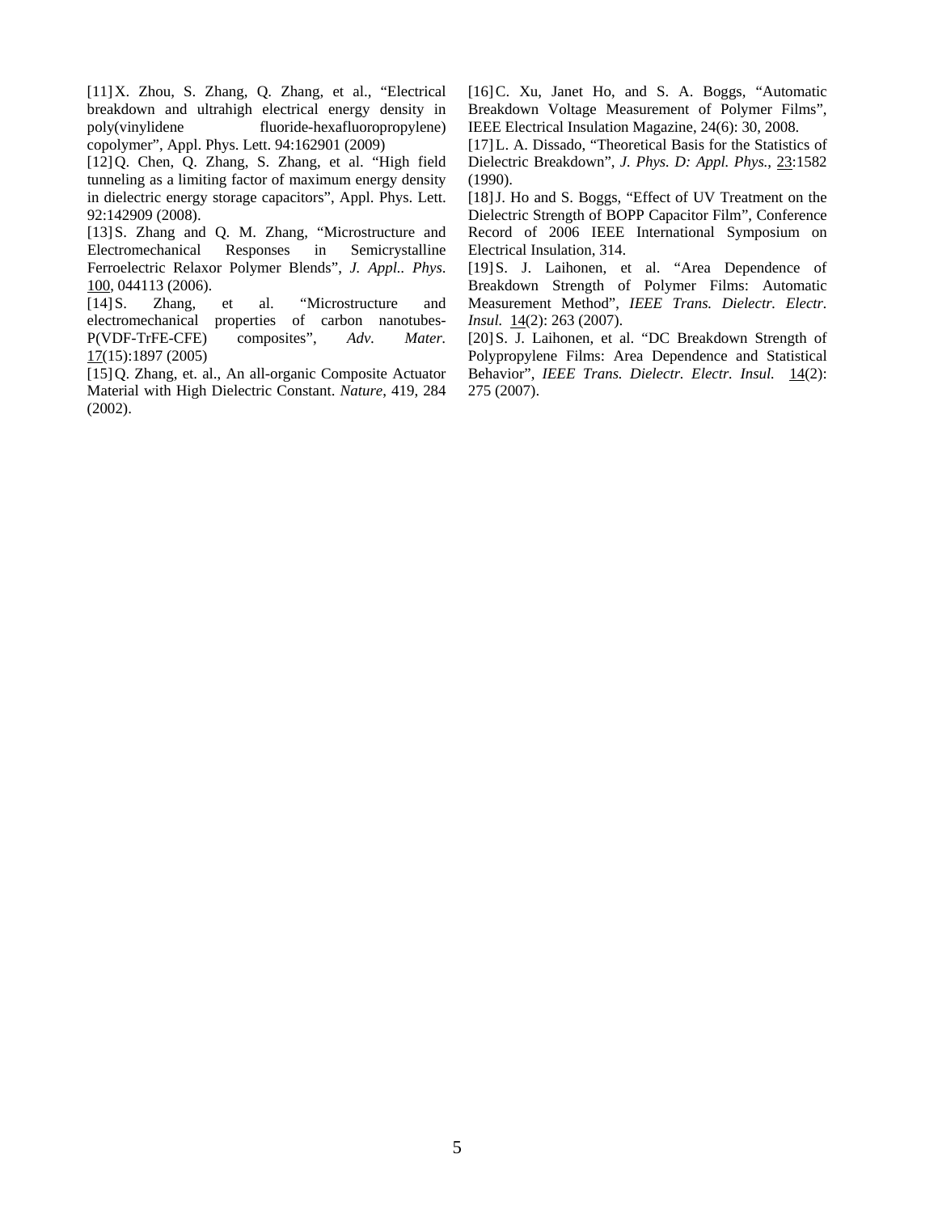[11] X. Zhou, S. Zhang, Q. Zhang, et al., "Electrical breakdown and ultrahigh electrical energy density in poly(vinylidene fluoride-hexafluoropropylene) copolymer", Appl. Phys. Lett. 94:162901 (2009)

[12] Q. Chen, Q. Zhang, S. Zhang, et al. "High field tunneling as a limiting factor of maximum energy density in dielectric energy storage capacitors", Appl. Phys. Lett. 92:142909 (2008).

[13] S. Zhang and Q. M. Zhang, "Microstructure and Electromechanical Responses in Semicrystalline Ferroelectric Relaxor Polymer Blends", *J. Appl.. Phys*. 100, 044113 (2006).

[14] S. Zhang, et al. "Microstructure and electromechanical properties of carbon nanotubes-P(VDF-TrFE-CFE) composites", *Adv. Mater.* 17(15):1897 (2005)

[15] Q. Zhang, et. al., An all-organic Composite Actuator Material with High Dielectric Constant. *Nature*, 419, 284 (2002).

[16] C. Xu, Janet Ho, and S. A. Boggs, "Automatic Breakdown Voltage Measurement of Polymer Films", IEEE Electrical Insulation Magazine, 24(6): 30, 2008.

[17] L. A. Dissado, "Theoretical Basis for the Statistics of Dielectric Breakdown", *J. Phys. D: Appl. Phys.*, 23:1582 (1990).

[18] J. Ho and S. Boggs, "Effect of UV Treatment on the Dielectric Strength of BOPP Capacitor Film", Conference Record of 2006 IEEE International Symposium on Electrical Insulation, 314.

[19] S. J. Laihonen, et al. "Area Dependence of Breakdown Strength of Polymer Films: Automatic Measurement Method", *IEEE Trans. Dielectr. Electr. Insul.* 14(2): 263 (2007).

[20] S. J. Laihonen, et al. "DC Breakdown Strength of Polypropylene Films: Area Dependence and Statistical Behavior", *IEEE Trans. Dielectr. Electr. Insul.* 14(2): 275 (2007).